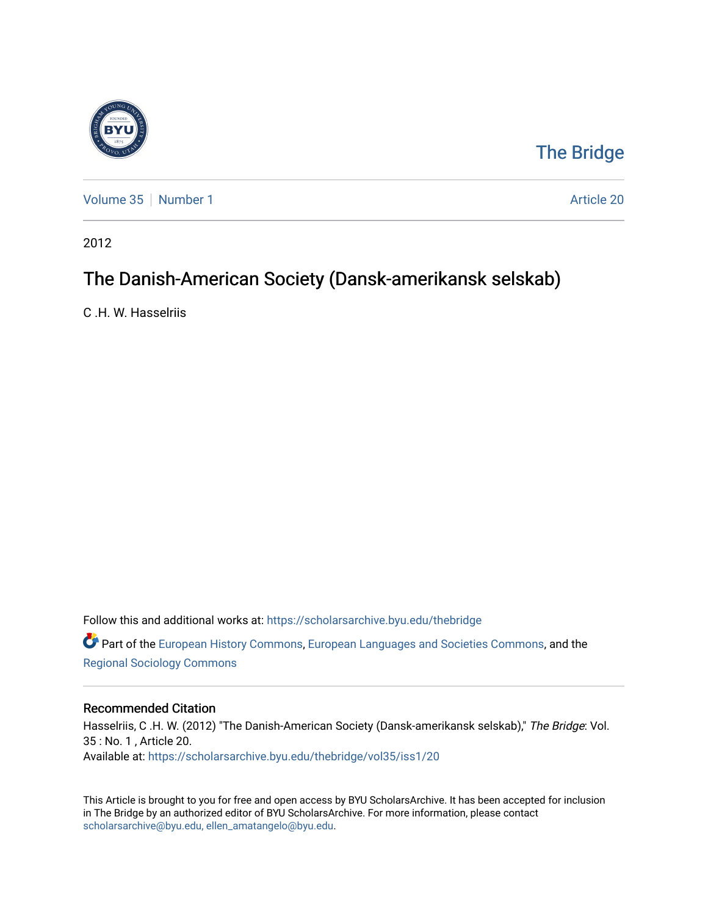The Bridge

Volume 35 | Number 1

Article 20

2012

# The Danish-American Society (Dansk-amerikansk selskab)

C .H. W. Hasselriis

Follow this and additional works at: https://scholarsarchive.byu.edu/thebridge

Part of the European History Commons, European Languages and Societies Commons, and the Regional Sociology Commons

## Recommended Citation

Hasselriis, C .H. W. (2012) "The Danish-American Society (Dansk-amerikansk selskab)," *The Bridge*: Vol. 35 : No. 1 , Article 20.
Available at: https://scholarsarchive.byu.edu/thebridge/vol35/iss1/20

This Article is brought to you for free and open access by BYU ScholarsArchive. It has been accepted for inclusion in The Bridge by an authorized editor of BYU ScholarsArchive. For more information, please contact scholarsarchive@byu.edu, ellen_amatangelo@byu.edu.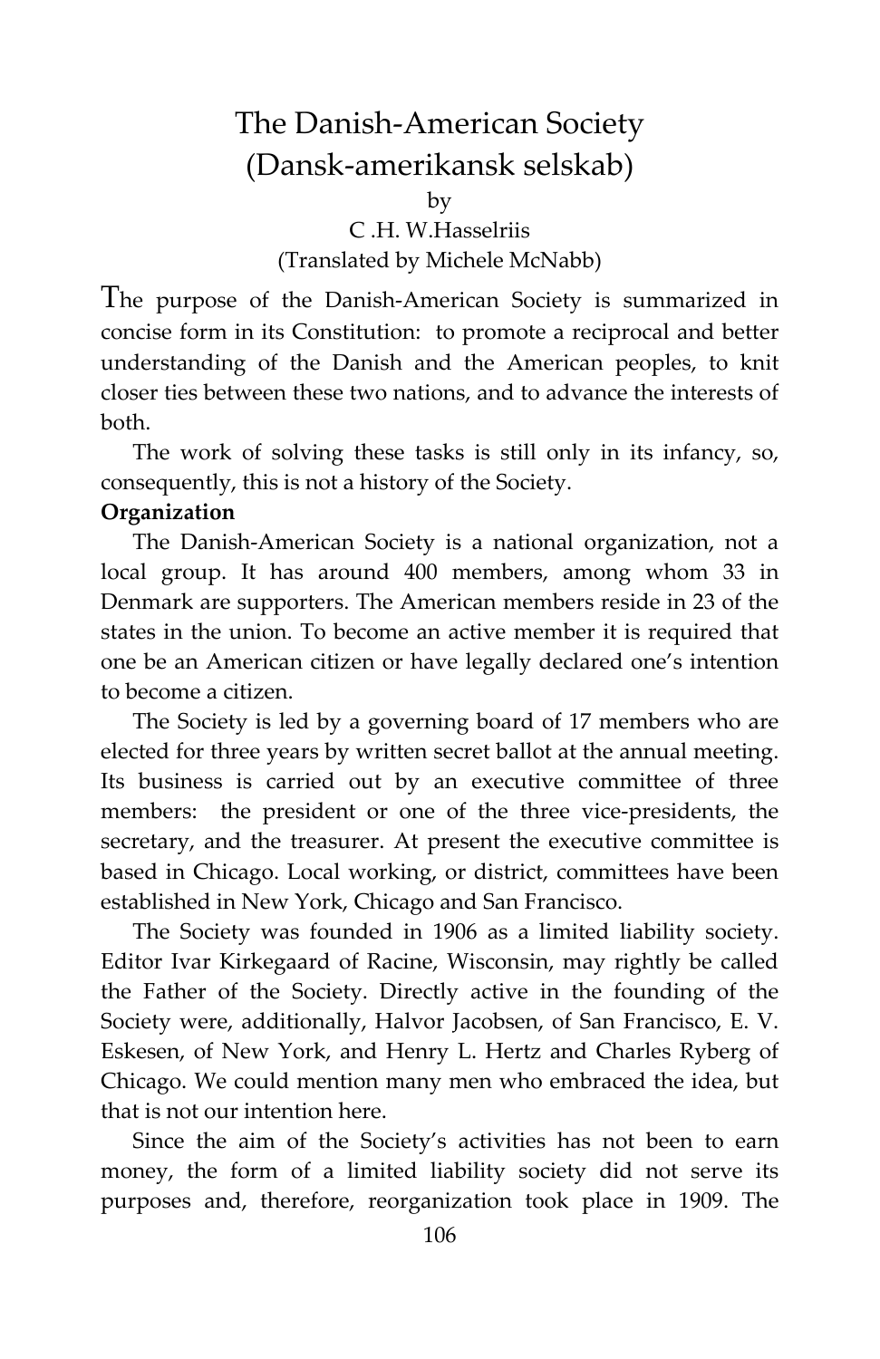# The Danish-American Society (Dansk-amerikansk selskab)

by

C .H. W.Hasselriis

(Translated by Michele McNabb)

The purpose of the Danish-American Society is summarized in concise form in its Constitution: to promote a reciprocal and better understanding of the Danish and the American peoples, to knit closer ties between these two nations, and to advance the interests of both.

The work of solving these tasks is still only in its infancy, so, consequently, this is not a history of the Society.

**Organization**

The Danish-American Society is a national organization, not a local group. It has around 400 members, among whom 33 in Denmark are supporters. The American members reside in 23 of the states in the union. To become an active member it is required that one be an American citizen or have legally declared one's intention to become a citizen.

The Society is led by a governing board of 17 members who are elected for three years by written secret ballot at the annual meeting. Its business is carried out by an executive committee of three members: the president or one of the three vice-presidents, the secretary, and the treasurer. At present the executive committee is based in Chicago. Local working, or district, committees have been established in New York, Chicago and San Francisco.

The Society was founded in 1906 as a limited liability society. Editor Ivar Kirkegaard of Racine, Wisconsin, may rightly be called the Father of the Society. Directly active in the founding of the Society were, additionally, Halvor Jacobsen, of San Francisco, E. V. Eskesen, of New York, and Henry L. Hertz and Charles Ryberg of Chicago. We could mention many men who embraced the idea, but that is not our intention here.

Since the aim of the Society's activities has not been to earn money, the form of a limited liability society did not serve its purposes and, therefore, reorganization took place in 1909. The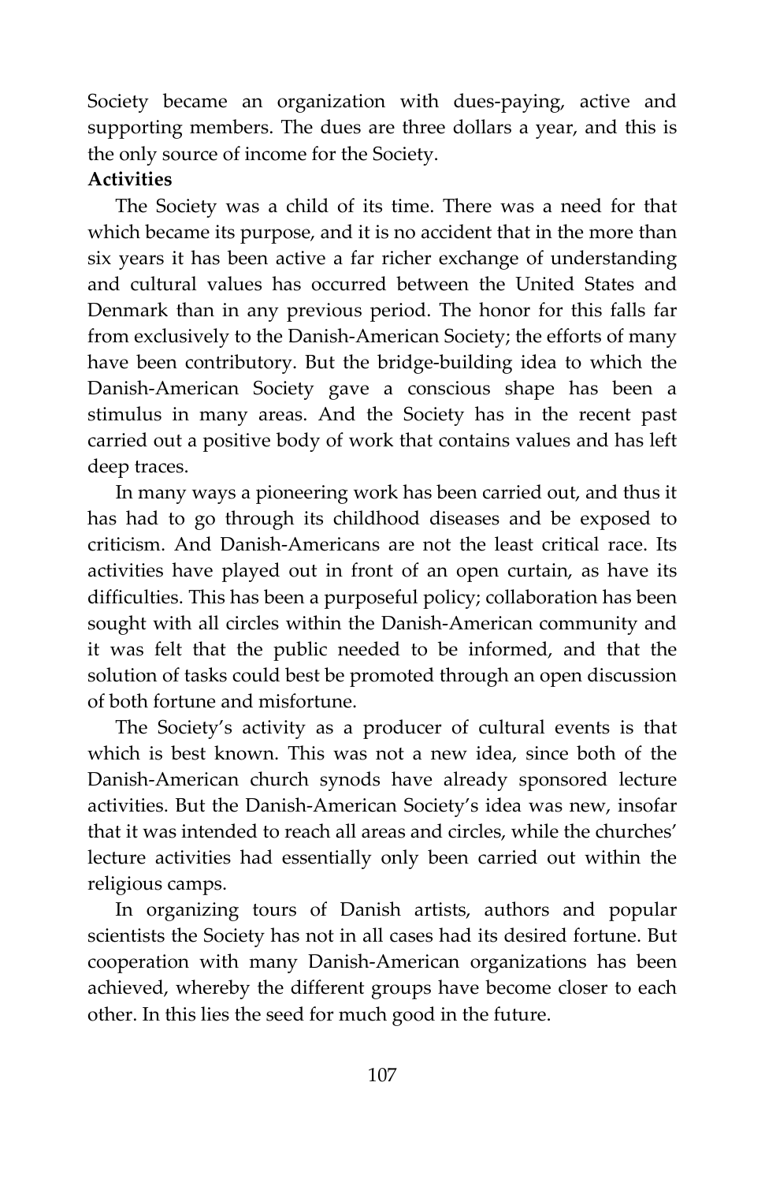Society became an organization with dues-paying, active and supporting members. The dues are three dollars a year, and this is the only source of income for the Society.

**Activities**

The Society was a child of its time. There was a need for that which became its purpose, and it is no accident that in the more than six years it has been active a far richer exchange of understanding and cultural values has occurred between the United States and Denmark than in any previous period. The honor for this falls far from exclusively to the Danish-American Society; the efforts of many have been contributory. But the bridge-building idea to which the Danish-American Society gave a conscious shape has been a stimulus in many areas. And the Society has in the recent past carried out a positive body of work that contains values and has left deep traces.

In many ways a pioneering work has been carried out, and thus it has had to go through its childhood diseases and be exposed to criticism. And Danish-Americans are not the least critical race. Its activities have played out in front of an open curtain, as have its difficulties. This has been a purposeful policy; collaboration has been sought with all circles within the Danish-American community and it was felt that the public needed to be informed, and that the solution of tasks could best be promoted through an open discussion of both fortune and misfortune.

The Society's activity as a producer of cultural events is that which is best known. This was not a new idea, since both of the Danish-American church synods have already sponsored lecture activities. But the Danish-American Society's idea was new, insofar that it was intended to reach all areas and circles, while the churches' lecture activities had essentially only been carried out within the religious camps.

In organizing tours of Danish artists, authors and popular scientists the Society has not in all cases had its desired fortune. But cooperation with many Danish-American organizations has been achieved, whereby the different groups have become closer to each other. In this lies the seed for much good in the future.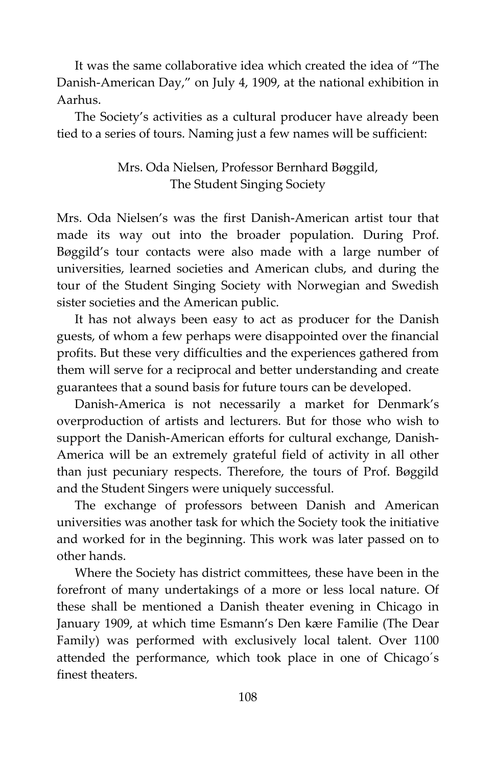It was the same collaborative idea which created the idea of "The Danish-American Day," on July 4, 1909, at the national exhibition in Aarhus.

The Society's activities as a cultural producer have already been tied to a series of tours. Naming just a few names will be sufficient:

Mrs. Oda Nielsen, Professor Bernhard Bøggild,
The Student Singing Society

Mrs. Oda Nielsen's was the first Danish-American artist tour that made its way out into the broader population. During Prof. Bøggild's tour contacts were also made with a large number of universities, learned societies and American clubs, and during the tour of the Student Singing Society with Norwegian and Swedish sister societies and the American public.

It has not always been easy to act as producer for the Danish guests, of whom a few perhaps were disappointed over the financial profits. But these very difficulties and the experiences gathered from them will serve for a reciprocal and better understanding and create guarantees that a sound basis for future tours can be developed.

Danish-America is not necessarily a market for Denmark's overproduction of artists and lecturers. But for those who wish to support the Danish-American efforts for cultural exchange, Danish-America will be an extremely grateful field of activity in all other than just pecuniary respects. Therefore, the tours of Prof. Bøggild and the Student Singers were uniquely successful.

The exchange of professors between Danish and American universities was another task for which the Society took the initiative and worked for in the beginning. This work was later passed on to other hands.

Where the Society has district committees, these have been in the forefront of many undertakings of a more or less local nature. Of these shall be mentioned a Danish theater evening in Chicago in January 1909, at which time Esmann's Den kære Familie (The Dear Family) was performed with exclusively local talent. Over 1100 attended the performance, which took place in one of Chicago's finest theaters.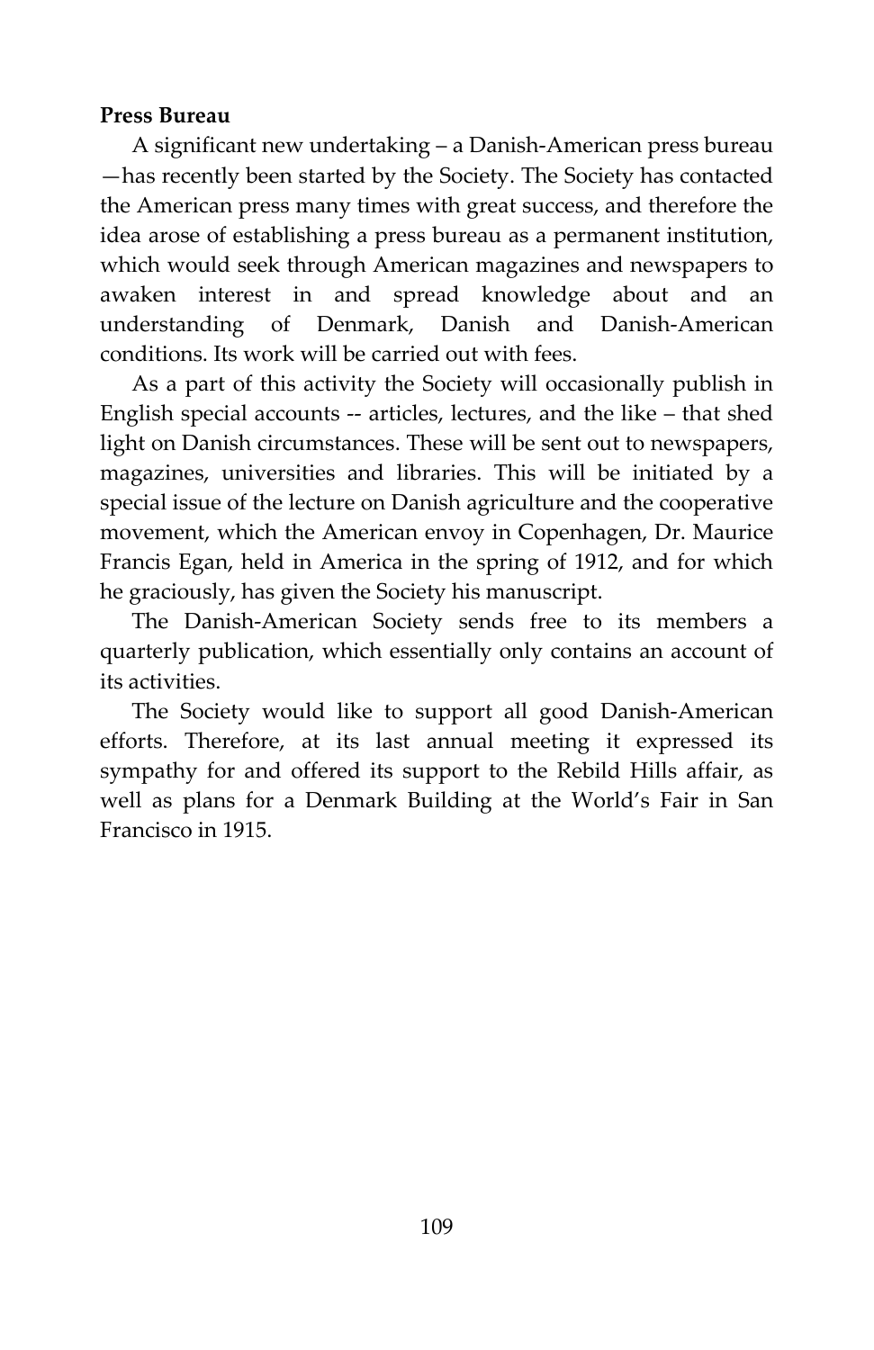**Press Bureau**

A significant new undertaking – a Danish-American press bureau —has recently been started by the Society. The Society has contacted the American press many times with great success, and therefore the idea arose of establishing a press bureau as a permanent institution, which would seek through American magazines and newspapers to awaken interest in and spread knowledge about and an understanding of Denmark, Danish and Danish-American conditions. Its work will be carried out with fees.

As a part of this activity the Society will occasionally publish in English special accounts -- articles, lectures, and the like – that shed light on Danish circumstances. These will be sent out to newspapers, magazines, universities and libraries. This will be initiated by a special issue of the lecture on Danish agriculture and the cooperative movement, which the American envoy in Copenhagen, Dr. Maurice Francis Egan, held in America in the spring of 1912, and for which he graciously, has given the Society his manuscript.

The Danish-American Society sends free to its members a quarterly publication, which essentially only contains an account of its activities.

The Society would like to support all good Danish-American efforts. Therefore, at its last annual meeting it expressed its sympathy for and offered its support to the Rebild Hills affair, as well as plans for a Denmark Building at the World's Fair in San Francisco in 1915.